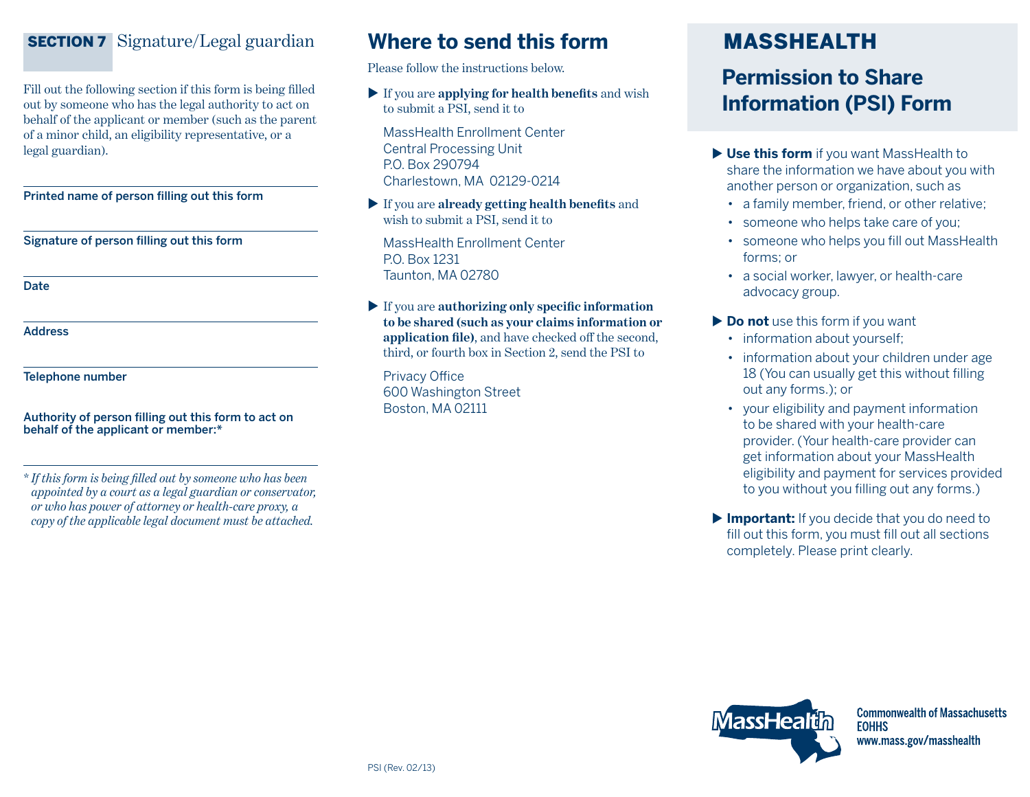## SECTION 7 Signature/Legal guardian

Fill out the following section if this form is being filled out by someone who has the legal authority to act on behalf of the applicant or member (such as the parent of a minor child, an eligibility representative, or a legal guardian).

Printed name of person filling out this form

Signature of person filling out this form

Date

Address

Telephone number

Authority of person filling out this form to act on behalf of the applicant or member:*

*\* If this form is being filled out by someone who has been appointed by a court as a legal guardian or conservator, or who has power of attorney or health-care proxy, a copy of the applicable legal document must be attached.*

## Where to send this form

Please follow the instructions below.

- If you are **applying for health benefits** and wish to submit a PSI, send it to

  MassHealth Enrollment Center
  Central Processing Unit
  P.O. Box 290794
  Charlestown, MA 02129-0214

- If you are **already getting health benefits** and wish to submit a PSI, send it to

  MassHealth Enrollment Center
  P.O. Box 1231
  Taunton, MA 02780

- If you are **authorizing only specific information to be shared (such as your claims information or application file)**, and have checked off the second, third, or fourth box in Section 2, send the PSI to

  Privacy Office
  600 Washington Street
  Boston, MA 02111

PSI (Rev. 02/13)

# MASSHEALTH

## Permission to Share Information (PSI) Form

- **Use this form** if you want MassHealth to share the information we have about you with another person or organization, such as
  - a family member, friend, or other relative;
  - someone who helps take care of you;
  - someone who helps you fill out MassHealth forms; or
  - a social worker, lawyer, or health-care advocacy group.
- **Do not** use this form if you want
  - information about yourself;
  - information about your children under age 18 (You can usually get this without filling out any forms.); or
  - your eligibility and payment information to be shared with your health-care provider. (Your health-care provider can get information about your MassHealth eligibility and payment for services provided to you without you filling out any forms.)
- **Important:** If you decide that you do need to fill out this form, you must fill out all sections completely. Please print clearly.

MassHealth

**Commonwealth of Massachusetts**
**EOHHS**
**www.mass.gov/masshealth**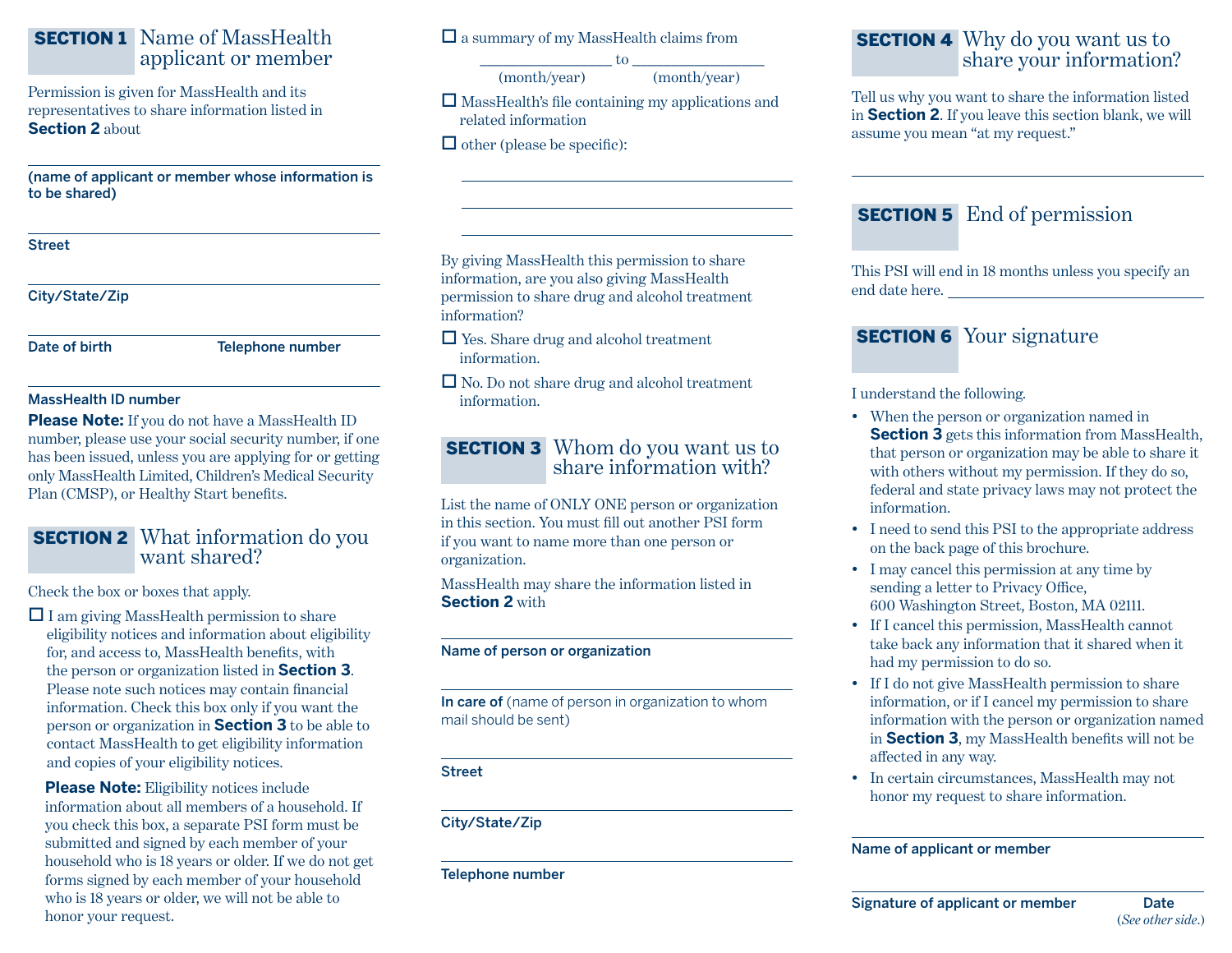## SECTION 1 Name of MassHealth applicant or member

Permission is given for MassHealth and its representatives to share information listed in **Section 2** about

______________________________

**(name of applicant or member whose information is to be shared)**

______________________________

**Street**

______________________________

**City/State/Zip**

______________________________

**Date of birth** **Telephone number**

______________________________

**MassHealth ID number**

**Please Note:** If you do not have a MassHealth ID number, please use your social security number, if one has been issued, unless you are applying for or getting only MassHealth Limited, Children's Medical Security Plan (CMSP), or Healthy Start benefits.

## SECTION 2 What information do you want shared?

Check the box or boxes that apply.

☐ I am giving MassHealth permission to share eligibility notices and information about eligibility for, and access to, MassHealth benefits, with the person or organization listed in **Section 3**. Please note such notices may contain financial information. Check this box only if you want the person or organization in **Section 3** to be able to contact MassHealth to get eligibility information and copies of your eligibility notices.

**Please Note:** Eligibility notices include information about all members of a household. If you check this box, a separate PSI form must be submitted and signed by each member of your household who is 18 years or older. If we do not get forms signed by each member of your household who is 18 years or older, we will not be able to honor your request.

☐ a summary of my MassHealth claims from

________________ to ________________
(month/year) (month/year)

☐ MassHealth's file containing my applications and related information

☐ other (please be specific):

______________________________

______________________________

______________________________

By giving MassHealth this permission to share information, are you also giving MassHealth permission to share drug and alcohol treatment information?

☐ Yes. Share drug and alcohol treatment information.

☐ No. Do not share drug and alcohol treatment information.

## SECTION 3 Whom do you want us to share information with?

List the name of ONLY ONE person or organization in this section. You must fill out another PSI form if you want to name more than one person or organization.

MassHealth may share the information listed in **Section 2** with

______________________________

**Name of person or organization**

______________________________

**In care of** (name of person in organization to whom mail should be sent)

______________________________

**Street**

______________________________

**City/State/Zip**

______________________________

**Telephone number**

## SECTION 4 Why do you want us to share your information?

Tell us why you want to share the information listed in **Section 2**. If you leave this section blank, we will assume you mean "at my request."

______________________________

## SECTION 5 End of permission

This PSI will end in 18 months unless you specify an end date here. ______________________________

## SECTION 6 Your signature

I understand the following.

- When the person or organization named in **Section 3** gets this information from MassHealth, that person or organization may be able to share it with others without my permission. If they do so, federal and state privacy laws may not protect the information.
- I need to send this PSI to the appropriate address on the back page of this brochure.
- I may cancel this permission at any time by sending a letter to Privacy Office, 600 Washington Street, Boston, MA 02111.
- If I cancel this permission, MassHealth cannot take back any information that it shared when it had my permission to do so.
- If I do not give MassHealth permission to share information, or if I cancel my permission to share information with the person or organization named in **Section 3**, my MassHealth benefits will not be affected in any way.
- In certain circumstances, MassHealth may not honor my request to share information.

______________________________

**Name of applicant or member**

______________________________

**Signature of applicant or member** **Date**

(*See other side.*)